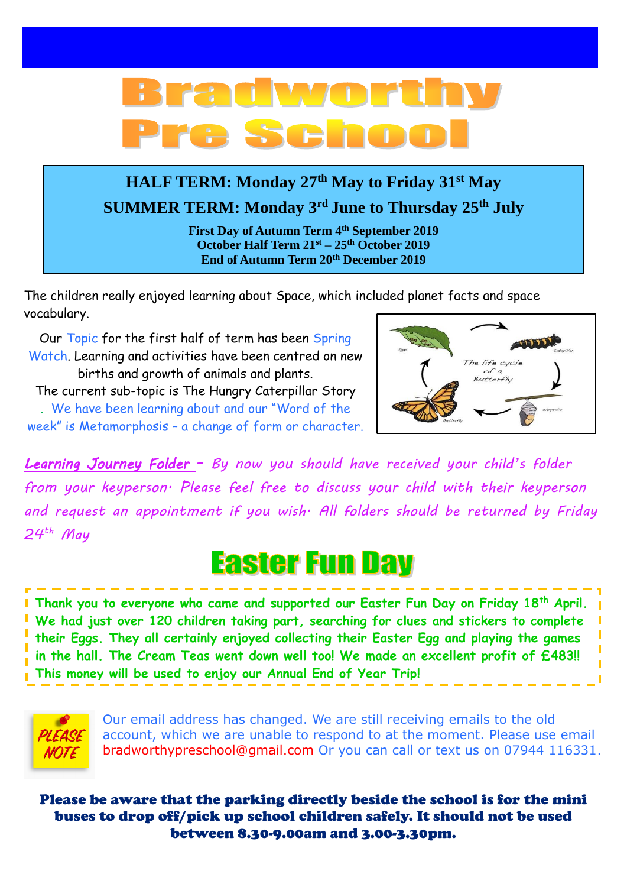# Bradworthy Pre School

**HALF TERM: Monday 27th May to Friday 31st May**

**SUMMER TERM: Monday 3rd June to Thursday 25th July**

**First Day of Autumn Term 4th September 2019**
**October Half Term 21st – 25th October 2019**
**End of Autumn Term 20th December 2019**

The children really enjoyed learning about Space, which included planet facts and space vocabulary.

Our Topic for the first half of term has been Spring Watch. Learning and activities have been centred on new births and growth of animals and plants.
The current sub-topic is The Hungry Caterpillar Story . We have been learning about and our "Word of the week" is Metamorphosis – a change of form or character.

Eggs
Caterpillar
The life cycle of a Butterfly
chrysalis
Butterfly

*__Learning Journey Folder__ – By now you should have received your child's folder from your keyperson. Please feel free to discuss your child with their keyperson and request an appointment if you wish. All folders should be returned by Friday 24th May*

## Easter Fun Day

**Thank you to everyone who came and supported our Easter Fun Day on Friday 18th April. We had just over 120 children taking part, searching for clues and stickers to complete their Eggs. They all certainly enjoyed collecting their Easter Egg and playing the games in the hall. The Cream Teas went down well too! We made an excellent profit of £483!! This money will be used to enjoy our Annual End of Year Trip!**

PLEASE NOTE

Our email address has changed. We are still receiving emails to the old account, which we are unable to respond to at the moment. Please use email bradworthypreschool@gmail.com Or you can call or text us on 07944 116331.

**Please be aware that the parking directly beside the school is for the mini buses to drop off/pick up school children safely. It should not be used between 8.30-9.00am and 3.00-3.30pm.**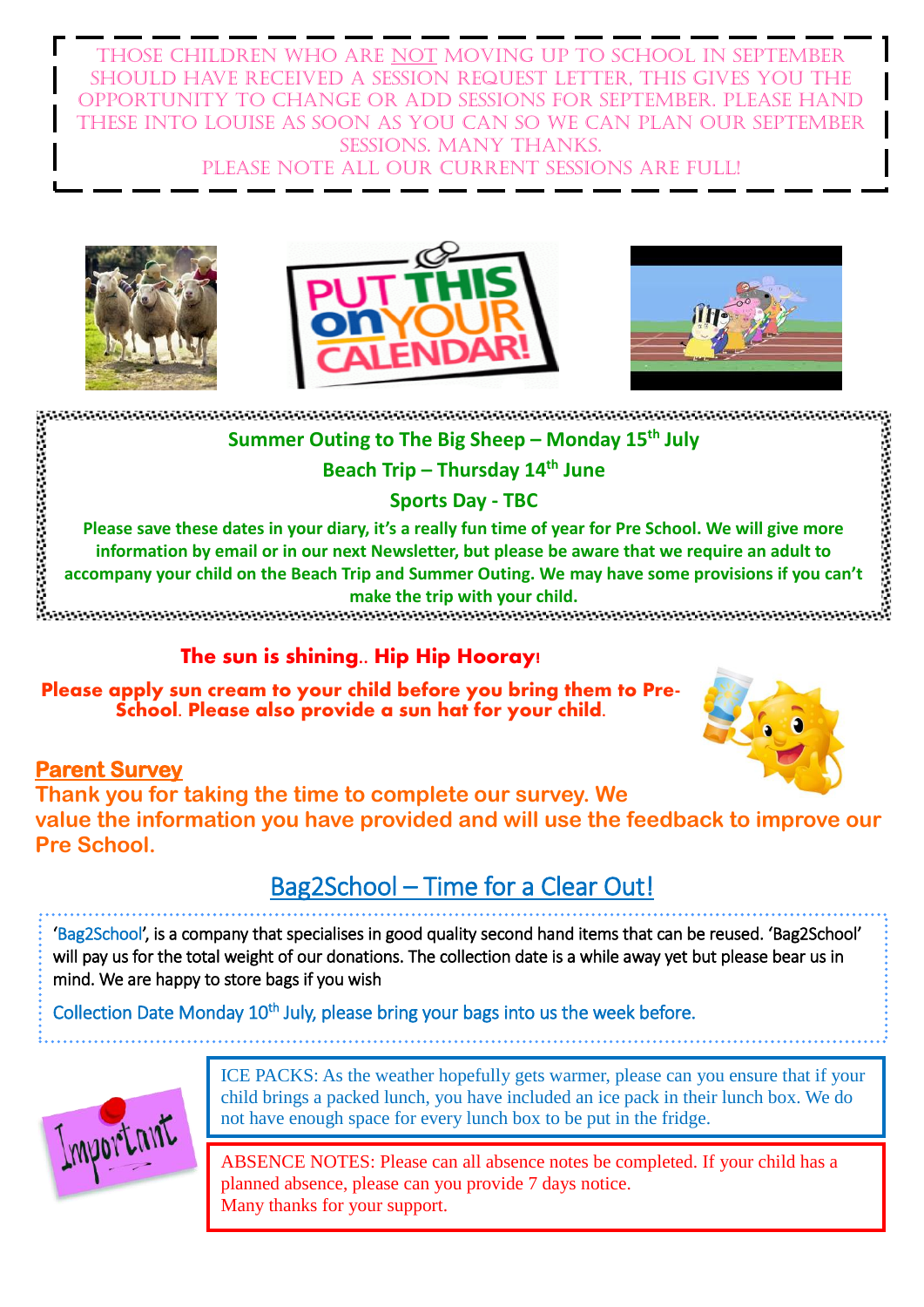Those children who are NOT moving up to school in September should have received a session request letter. This gives you the opportunity to change or add sessions for September. Please hand these into Louise as soon as you can so we can plan our September sessions. Many thanks.

Please note all our current sessions are full!

**Summer Outing to The Big Sheep – Monday 15th July**

**Beach Trip – Thursday 14th June**

**Sports Day - TBC**

**Please save these dates in your diary, it's a really fun time of year for Pre School. We will give more information by email or in our next Newsletter, but please be aware that we require an adult to accompany your child on the Beach Trip and Summer Outing. We may have some provisions if you can't make the trip with your child.**

**The sun is shining.. Hip Hip Hooray!**

**Please apply sun cream to your child before you bring them to Pre-School. Please also provide a sun hat for your child.**

## Parent Survey

**Thank you for taking the time to complete our survey. We value the information you have provided and will use the feedback to improve our Pre School.**

## Bag2School – Time for a Clear Out!

'Bag2School', is a company that specialises in good quality second hand items that can be reused. 'Bag2School' will pay us for the total weight of our donations. The collection date is a while away yet but please bear us in mind. We are happy to store bags if you wish

Collection Date Monday 10th July, please bring your bags into us the week before.

Important

ICE PACKS: As the weather hopefully gets warmer, please can you ensure that if your child brings a packed lunch, you have included an ice pack in their lunch box. We do not have enough space for every lunch box to be put in the fridge.

ABSENCE NOTES: Please can all absence notes be completed. If your child has a planned absence, please can you provide 7 days notice.
Many thanks for your support.